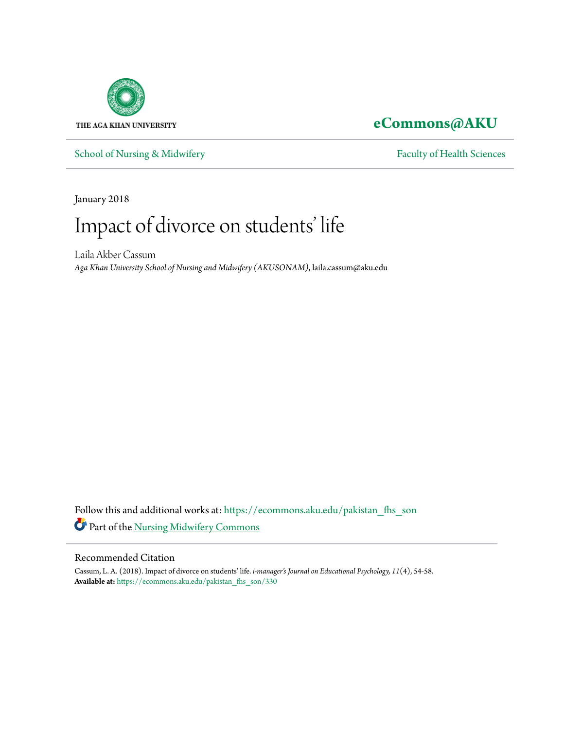THE AGA KHAN UNIVERSITY

**eCommons@AKU**

School of Nursing & Midwifery

Faculty of Health Sciences

January 2018

# Impact of divorce on students' life

Laila Akber Cassum

*Aga Khan University School of Nursing and Midwifery (AKUSONAM)*, laila.cassum@aku.edu

Follow this and additional works at: https://ecommons.aku.edu/pakistan_fhs_son

Part of the Nursing Midwifery Commons

## Recommended Citation

Cassum, L. A. (2018). Impact of divorce on students' life. *i-manager's Journal on Educational Psychology, 11*(4), 54-58.

**Available at:** https://ecommons.aku.edu/pakistan_fhs_son/330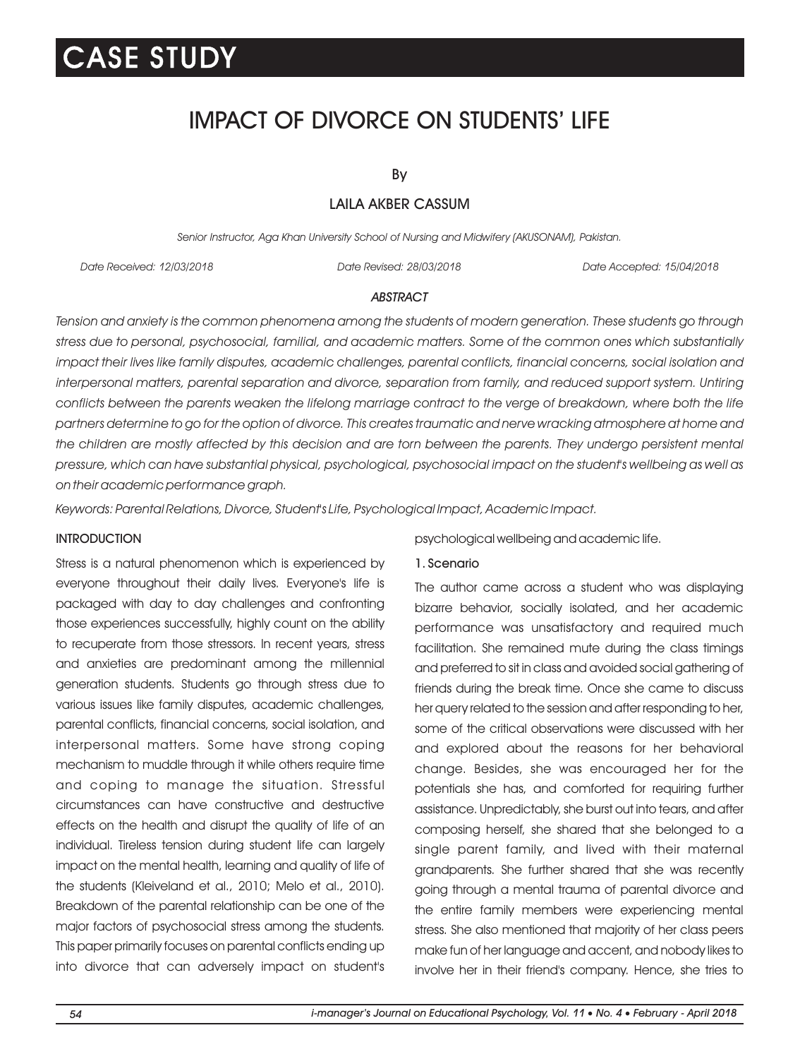# CASE STUDY

# IMPACT OF DIVORCE ON STUDENTS' LIFE

By

LAILA AKBER CASSUM

*Senior Instructor, Aga Khan University School of Nursing and Midwifery (AKUSONAM), Pakistan.*

*Date Received: 12/03/2018 Date Revised: 28/03/2018 Date Accepted: 15/04/2018*

### *ABSTRACT*

*Tension and anxiety is the common phenomena among the students of modern generation. These students go through stress due to personal, psychosocial, familial, and academic matters. Some of the common ones which substantially impact their lives like family disputes, academic challenges, parental conflicts, financial concerns, social isolation and interpersonal matters, parental separation and divorce, separation from family, and reduced support system. Untiring conflicts between the parents weaken the lifelong marriage contract to the verge of breakdown, where both the life partners determine to go for the option of divorce. This creates traumatic and nerve wracking atmosphere at home and the children are mostly affected by this decision and are torn between the parents. They undergo persistent mental pressure, which can have substantial physical, psychological, psychosocial impact on the student's wellbeing as well as on their academic performance graph.*

*Keywords: Parental Relations, Divorce, Student's Life, Psychological Impact, Academic Impact.*

## INTRODUCTION

Stress is a natural phenomenon which is experienced by everyone throughout their daily lives. Everyone's life is packaged with day to day challenges and confronting those experiences successfully, highly count on the ability to recuperate from those stressors. In recent years, stress and anxieties are predominant among the millennial generation students. Students go through stress due to various issues like family disputes, academic challenges, parental conflicts, financial concerns, social isolation, and interpersonal matters. Some have strong coping mechanism to muddle through it while others require time and coping to manage the situation. Stressful circumstances can have constructive and destructive effects on the health and disrupt the quality of life of an individual. Tireless tension during student life can largely impact on the mental health, learning and quality of life of the students (Kleiveland et al., 2010; Melo et al., 2010). Breakdown of the parental relationship can be one of the major factors of psychosocial stress among the students. This paper primarily focuses on parental conflicts ending up into divorce that can adversely impact on student's psychological wellbeing and academic life.

### 1. Scenario

The author came across a student who was displaying bizarre behavior, socially isolated, and her academic performance was unsatisfactory and required much facilitation. She remained mute during the class timings and preferred to sit in class and avoided social gathering of friends during the break time. Once she came to discuss her query related to the session and after responding to her, some of the critical observations were discussed with her and explored about the reasons for her behavioral change. Besides, she was encouraged her for the potentials she has, and comforted for requiring further assistance. Unpredictably, she burst out into tears, and after composing herself, she shared that she belonged to a single parent family, and lived with their maternal grandparents. She further shared that she was recently going through a mental trauma of parental divorce and the entire family members were experiencing mental stress. She also mentioned that majority of her class peers make fun of her language and accent, and nobody likes to involve her in their friend's company. Hence, she tries to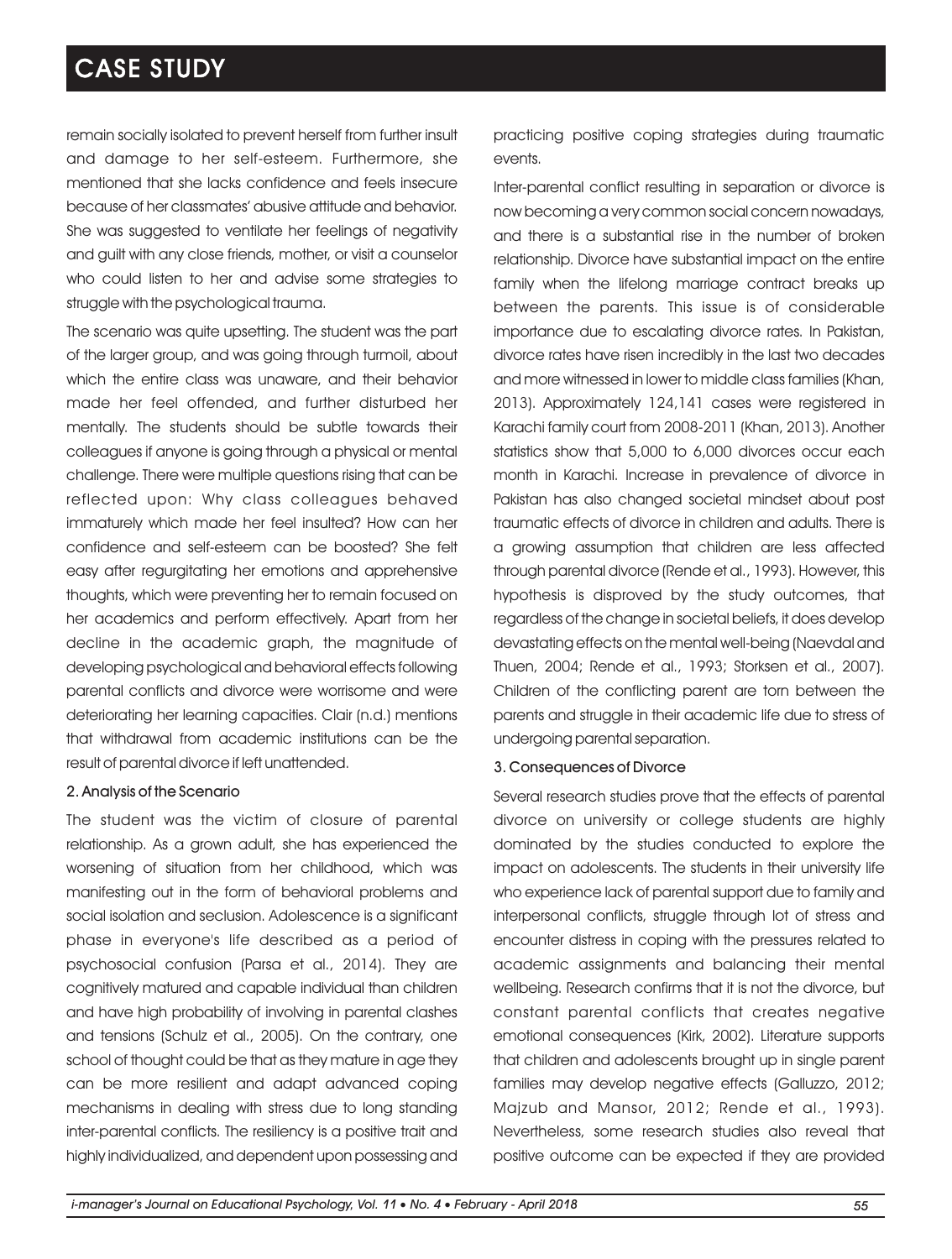remain socially isolated to prevent herself from further insult and damage to her self-esteem. Furthermore, she mentioned that she lacks confidence and feels insecure because of her classmates' abusive attitude and behavior. She was suggested to ventilate her feelings of negativity and guilt with any close friends, mother, or visit a counselor who could listen to her and advise some strategies to struggle with the psychological trauma.

The scenario was quite upsetting. The student was the part of the larger group, and was going through turmoil, about which the entire class was unaware, and their behavior made her feel offended, and further disturbed her mentally. The students should be subtle towards their colleagues if anyone is going through a physical or mental challenge. There were multiple questions rising that can be reflected upon: Why class colleagues behaved immaturely which made her feel insulted? How can her confidence and self-esteem can be boosted? She felt easy after regurgitating her emotions and apprehensive thoughts, which were preventing her to remain focused on her academics and perform effectively. Apart from her decline in the academic graph, the magnitude of developing psychological and behavioral effects following parental conflicts and divorce were worrisome and were deteriorating her learning capacities. Clair (n.d.) mentions that withdrawal from academic institutions can be the result of parental divorce if left unattended.

### 2. Analysis of the Scenario

The student was the victim of closure of parental relationship. As a grown adult, she has experienced the worsening of situation from her childhood, which was manifesting out in the form of behavioral problems and social isolation and seclusion. Adolescence is a significant phase in everyone's life described as a period of psychosocial confusion (Parsa et al., 2014). They are cognitively matured and capable individual than children and have high probability of involving in parental clashes and tensions (Schulz et al., 2005). On the contrary, one school of thought could be that as they mature in age they can be more resilient and adapt advanced coping mechanisms in dealing with stress due to long standing inter-parental conflicts. The resiliency is a positive trait and highly individualized, and dependent upon possessing and practicing positive coping strategies during traumatic events.

Inter-parental conflict resulting in separation or divorce is now becoming a very common social concern nowadays, and there is a substantial rise in the number of broken relationship. Divorce have substantial impact on the entire family when the lifelong marriage contract breaks up between the parents. This issue is of considerable importance due to escalating divorce rates. In Pakistan, divorce rates have risen incredibly in the last two decades and more witnessed in lower to middle class families (Khan, 2013). Approximately 124,141 cases were registered in Karachi family court from 2008-2011 (Khan, 2013). Another statistics show that 5,000 to 6,000 divorces occur each month in Karachi. Increase in prevalence of divorce in Pakistan has also changed societal mindset about post traumatic effects of divorce in children and adults. There is a growing assumption that children are less affected through parental divorce (Rende et al., 1993). However, this hypothesis is disproved by the study outcomes, that regardless of the change in societal beliefs, it does develop devastating effects on the mental well-being (Naevdal and Thuen, 2004; Rende et al., 1993; Storksen et al., 2007). Children of the conflicting parent are torn between the parents and struggle in their academic life due to stress of undergoing parental separation.

### 3. Consequences of Divorce

Several research studies prove that the effects of parental divorce on university or college students are highly dominated by the studies conducted to explore the impact on adolescents. The students in their university life who experience lack of parental support due to family and interpersonal conflicts, struggle through lot of stress and encounter distress in coping with the pressures related to academic assignments and balancing their mental wellbeing. Research confirms that it is not the divorce, but constant parental conflicts that creates negative emotional consequences (Kirk, 2002). Literature supports that children and adolescents brought up in single parent families may develop negative effects (Galluzzo, 2012; Majzub and Mansor, 2012; Rende et al., 1993). Nevertheless, some research studies also reveal that positive outcome can be expected if they are provided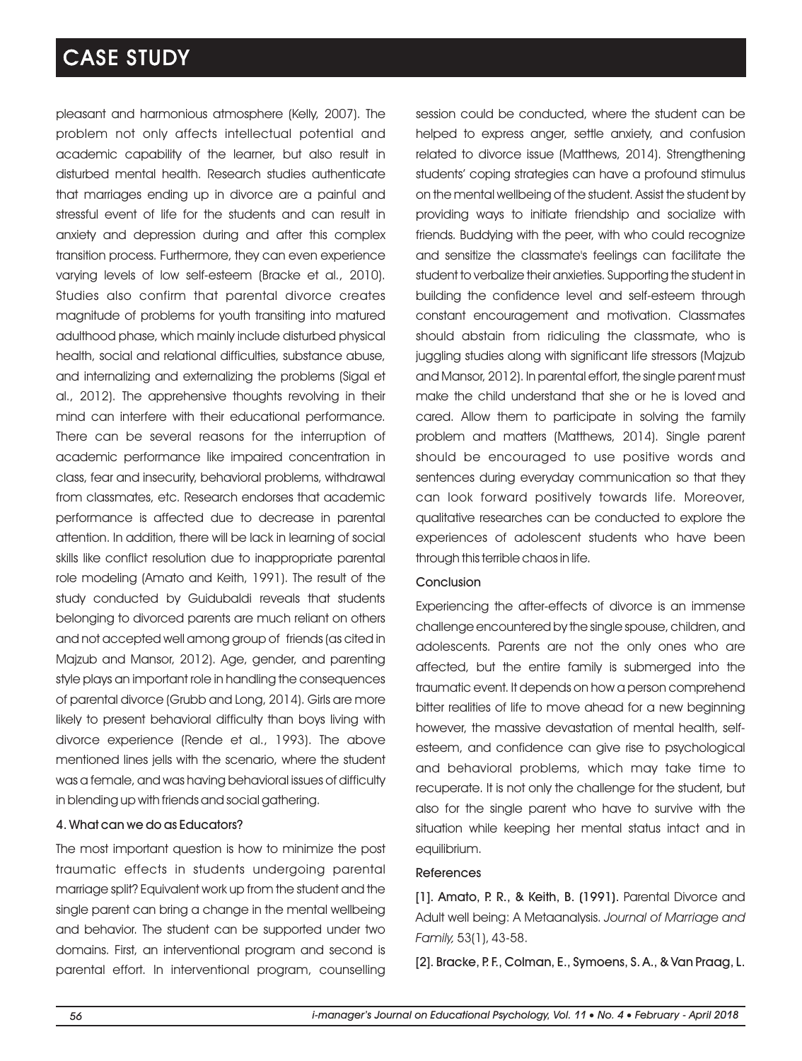pleasant and harmonious atmosphere (Kelly, 2007). The problem not only affects intellectual potential and academic capability of the learner, but also result in disturbed mental health. Research studies authenticate that marriages ending up in divorce are a painful and stressful event of life for the students and can result in anxiety and depression during and after this complex transition process. Furthermore, they can even experience varying levels of low self-esteem (Bracke et al., 2010). Studies also confirm that parental divorce creates magnitude of problems for youth transiting into matured adulthood phase, which mainly include disturbed physical health, social and relational difficulties, substance abuse, and internalizing and externalizing the problems (Sigal et al., 2012). The apprehensive thoughts revolving in their mind can interfere with their educational performance. There can be several reasons for the interruption of academic performance like impaired concentration in class, fear and insecurity, behavioral problems, withdrawal from classmates, etc. Research endorses that academic performance is affected due to decrease in parental attention. In addition, there will be lack in learning of social skills like conflict resolution due to inappropriate parental role modeling (Amato and Keith, 1991). The result of the study conducted by Guidubaldi reveals that students belonging to divorced parents are much reliant on others and not accepted well among group of friends (as cited in Majzub and Mansor, 2012). Age, gender, and parenting style plays an important role in handling the consequences of parental divorce (Grubb and Long, 2014). Girls are more likely to present behavioral difficulty than boys living with divorce experience (Rende et al., 1993). The above mentioned lines jells with the scenario, where the student was a female, and was having behavioral issues of difficulty in blending up with friends and social gathering.

#### 4. What can we do as Educators?

The most important question is how to minimize the post traumatic effects in students undergoing parental marriage split? Equivalent work up from the student and the single parent can bring a change in the mental wellbeing and behavior. The student can be supported under two domains. First, an interventional program and second is parental effort. In interventional program, counselling session could be conducted, where the student can be helped to express anger, settle anxiety, and confusion related to divorce issue (Matthews, 2014). Strengthening students' coping strategies can have a profound stimulus on the mental wellbeing of the student. Assist the student by providing ways to initiate friendship and socialize with friends. Buddying with the peer, with who could recognize and sensitize the classmate's feelings can facilitate the student to verbalize their anxieties. Supporting the student in building the confidence level and self-esteem through constant encouragement and motivation. Classmates should abstain from ridiculing the classmate, who is juggling studies along with significant life stressors (Majzub and Mansor, 2012). In parental effort, the single parent must make the child understand that she or he is loved and cared. Allow them to participate in solving the family problem and matters (Matthews, 2014). Single parent should be encouraged to use positive words and sentences during everyday communication so that they can look forward positively towards life. Moreover, qualitative researches can be conducted to explore the experiences of adolescent students who have been through this terrible chaos in life.

#### Conclusion

Experiencing the after-effects of divorce is an immense challenge encountered by the single spouse, children, and adolescents. Parents are not the only ones who are affected, but the entire family is submerged into the traumatic event. It depends on how a person comprehend bitter realities of life to move ahead for a new beginning however, the massive devastation of mental health, self-esteem, and confidence can give rise to psychological and behavioral problems, which may take time to recuperate. It is not only the challenge for the student, but also for the single parent who have to survive with the situation while keeping her mental status intact and in equilibrium.

#### References

**[1]. Amato, P. R., & Keith, B. (1991).** Parental Divorce and Adult well being: A Metaanalysis. *Journal of Marriage and Family,* 53(1), 43-58.

**[2]. Bracke, P. F., Colman, E., Symoens, S. A., & Van Praag, L.**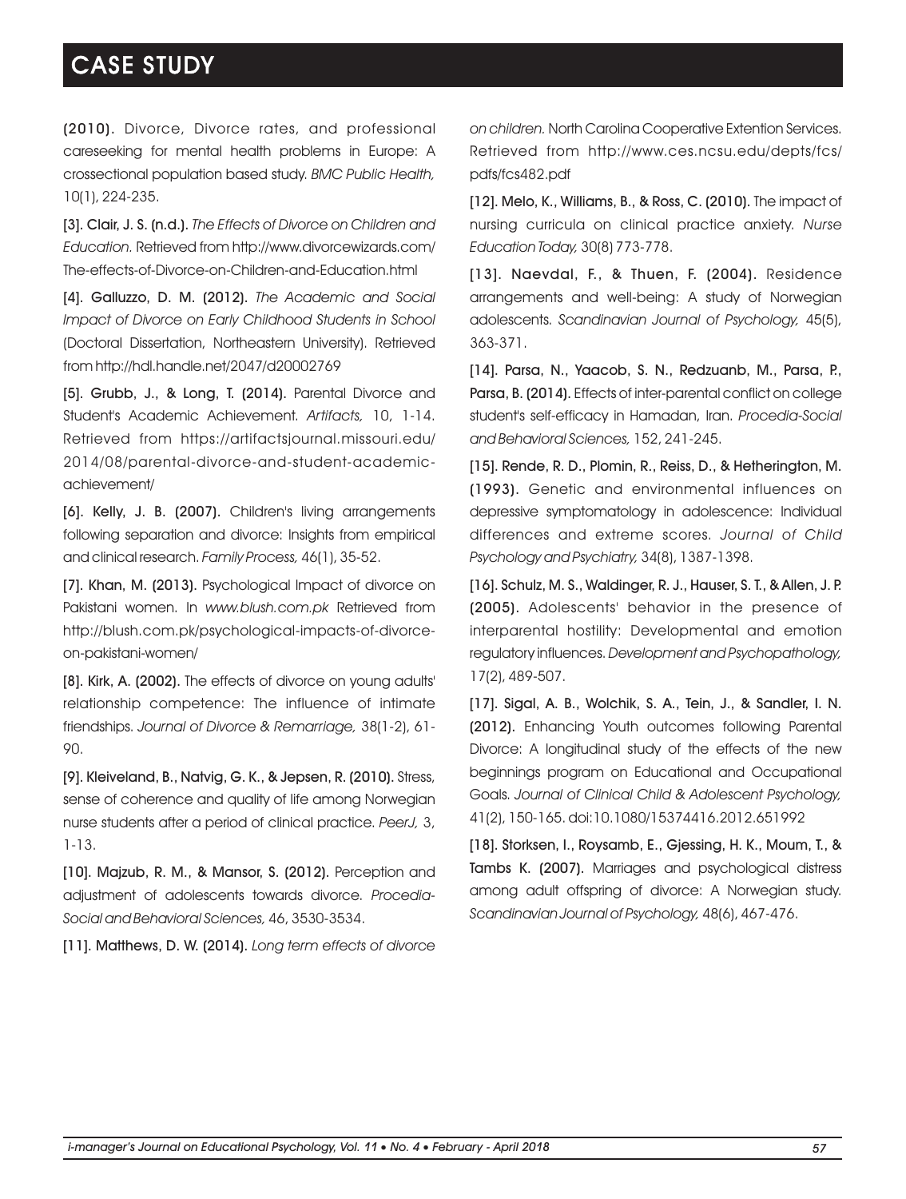(2010). Divorce, Divorce rates, and professional careseeking for mental health problems in Europe: A crossectional population based study. *BMC Public Health,* 10(1), 224-235.

[3]. Clair, J. S. (n.d.). *The Effects of Divorce on Children and Education.* Retrieved from http://www.divorcewizards.com/The-effects-of-Divorce-on-Children-and-Education.html

[4]. Galluzzo, D. M. (2012). *The Academic and Social Impact of Divorce on Early Childhood Students in School* (Doctoral Dissertation, Northeastern University). Retrieved from http://hdl.handle.net/2047/d20002769

[5]. Grubb, J., & Long, T. (2014). Parental Divorce and Student's Academic Achievement. *Artifacts,* 10, 1-14. Retrieved from https://artifactsjournal.missouri.edu/2014/08/parental-divorce-and-student-academic-achievement/

[6]. Kelly, J. B. (2007). Children's living arrangements following separation and divorce: Insights from empirical and clinical research. *Family Process,* 46(1), 35-52.

[7]. Khan, M. (2013). Psychological Impact of divorce on Pakistani women. In *www.blush.com.pk* Retrieved from http://blush.com.pk/psychological-impacts-of-divorce-on-pakistani-women/

[8]. Kirk, A. (2002). The effects of divorce on young adults' relationship competence: The influence of intimate friendships. *Journal of Divorce & Remarriage,* 38(1-2), 61-90.

[9]. Kleiveland, B., Natvig, G. K., & Jepsen, R. (2010). Stress, sense of coherence and quality of life among Norwegian nurse students after a period of clinical practice. *PeerJ,* 3, 1-13.

[10]. Majzub, R. M., & Mansor, S. (2012). Perception and adjustment of adolescents towards divorce. *Procedia-Social and Behavioral Sciences,* 46, 3530-3534.

[11]. Matthews, D. W. (2014). *Long term effects of divorce on children.* North Carolina Cooperative Extention Services. Retrieved from http://www.ces.ncsu.edu/depts/fcs/pdfs/fcs482.pdf

[12]. Melo, K., Williams, B., & Ross, C. (2010). The impact of nursing curricula on clinical practice anxiety. *Nurse Education Today,* 30(8) 773-778.

[13]. Naevdal, F., & Thuen, F. (2004). Residence arrangements and well-being: A study of Norwegian adolescents. *Scandinavian Journal of Psychology,* 45(5), 363-371.

[14]. Parsa, N., Yaacob, S. N., Redzuanb, M., Parsa, P., Parsa, B. (2014). Effects of inter-parental conflict on college student's self-efficacy in Hamadan, Iran. *Procedia-Social and Behavioral Sciences,* 152, 241-245.

[15]. Rende, R. D., Plomin, R., Reiss, D., & Hetherington, M. (1993). Genetic and environmental influences on depressive symptomatology in adolescence: Individual differences and extreme scores. *Journal of Child Psychology and Psychiatry,* 34(8), 1387-1398.

[16]. Schulz, M. S., Waldinger, R. J., Hauser, S. T., & Allen, J. P. (2005). Adolescents' behavior in the presence of interparental hostility: Developmental and emotion regulatory influences. *Development and Psychopathology,* 17(2), 489-507.

[17]. Sigal, A. B., Wolchik, S. A., Tein, J., & Sandler, I. N. (2012). Enhancing Youth outcomes following Parental Divorce: A longitudinal study of the effects of the new beginnings program on Educational and Occupational Goals. *Journal of Clinical Child & Adolescent Psychology,* 41(2), 150-165. doi:10.1080/15374416.2012.651992

[18]. Storksen, I., Roysamb, E., Gjessing, H. K., Moum, T., & Tambs K. (2007). Marriages and psychological distress among adult offspring of divorce: A Norwegian study. *Scandinavian Journal of Psychology,* 48(6), 467-476.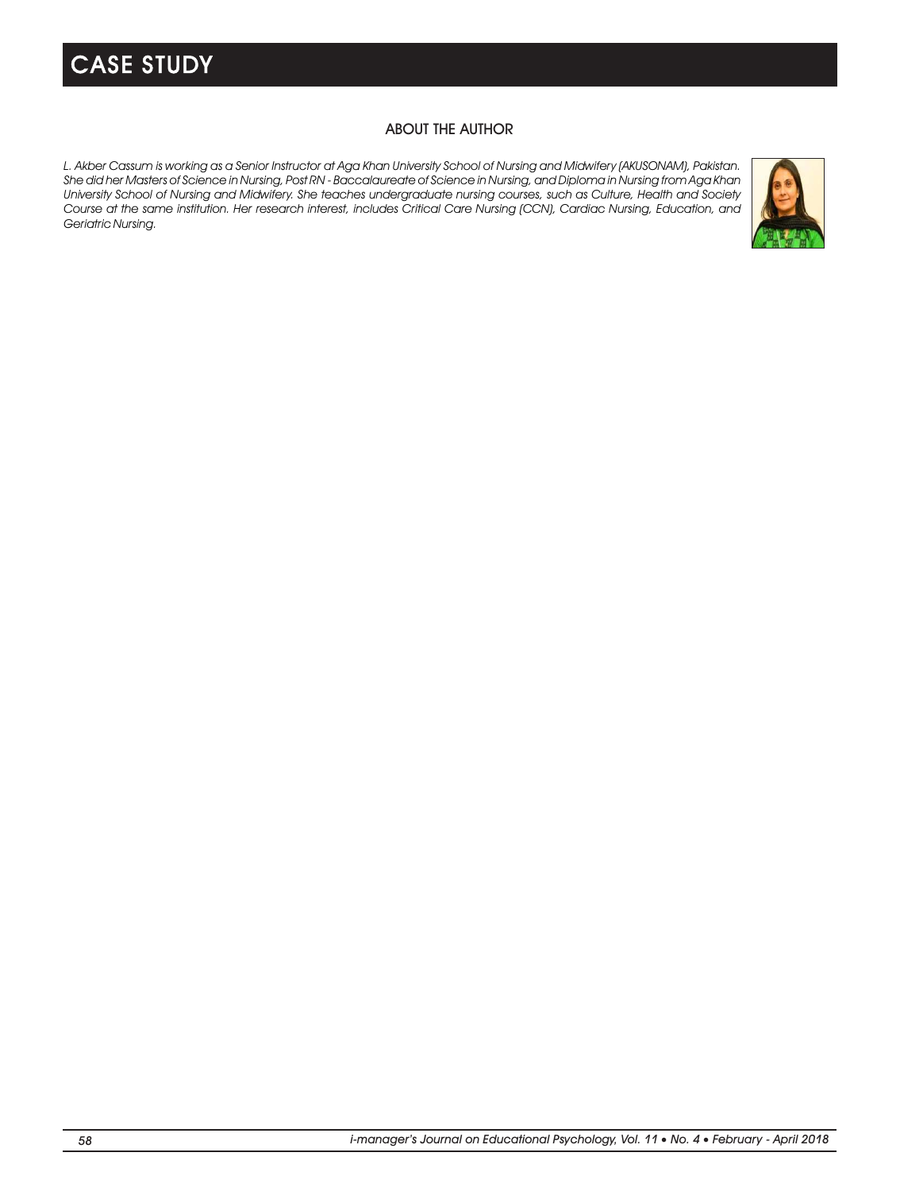## ABOUT THE AUTHOR

*L. Akber Cassum is working as a Senior Instructor at Aga Khan University School of Nursing and Midwifery (AKUSONAM), Pakistan. She did her Masters of Science in Nursing, Post RN - Baccalaureate of Science in Nursing, and Diploma in Nursing from Aga Khan University School of Nursing and Midwifery. She teaches undergraduate nursing courses, such as Culture, Health and Society Course at the same institution. Her research interest, includes Critical Care Nursing (CCN), Cardiac Nursing, Education, and Geriatric Nursing.*